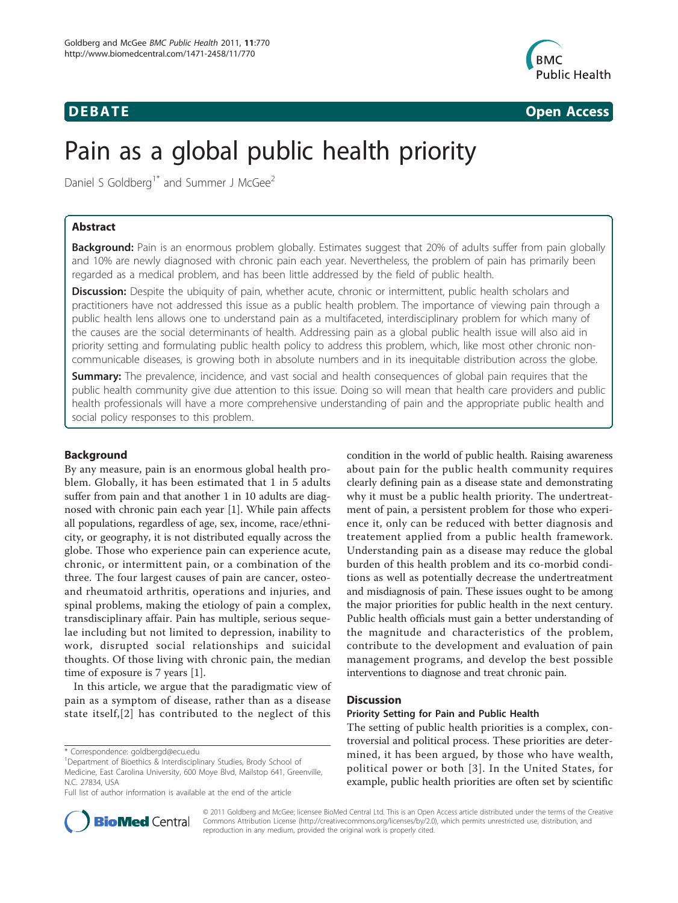**DEBATE** **Open Access**

# Pain as a global public health priority

Daniel S Goldberg[1*] and Summer J McGee[2]

## Abstract

**Background:** Pain is an enormous problem globally. Estimates suggest that 20% of adults suffer from pain globally and 10% are newly diagnosed with chronic pain each year. Nevertheless, the problem of pain has primarily been regarded as a medical problem, and has been little addressed by the field of public health.

**Discussion:** Despite the ubiquity of pain, whether acute, chronic or intermittent, public health scholars and practitioners have not addressed this issue as a public health problem. The importance of viewing pain through a public health lens allows one to understand pain as a multifaceted, interdisciplinary problem for which many of the causes are the social determinants of health. Addressing pain as a global public health issue will also aid in priority setting and formulating public health policy to address this problem, which, like most other chronic non-communicable diseases, is growing both in absolute numbers and in its inequitable distribution across the globe.

**Summary:** The prevalence, incidence, and vast social and health consequences of global pain requires that the public health community give due attention to this issue. Doing so will mean that health care providers and public health professionals will have a more comprehensive understanding of pain and the appropriate public health and social policy responses to this problem.

## Background

By any measure, pain is an enormous global health problem. Globally, it has been estimated that 1 in 5 adults suffer from pain and that another 1 in 10 adults are diagnosed with chronic pain each year [1]. While pain affects all populations, regardless of age, sex, income, race/ethnicity, or geography, it is not distributed equally across the globe. Those who experience pain can experience acute, chronic, or intermittent pain, or a combination of the three. The four largest causes of pain are cancer, osteo- and rheumatoid arthritis, operations and injuries, and spinal problems, making the etiology of pain a complex, transdisciplinary affair. Pain has multiple, serious sequelae including but not limited to depression, inability to work, disrupted social relationships and suicidal thoughts. Of those living with chronic pain, the median time of exposure is 7 years [1].

In this article, we argue that the paradigmatic view of pain as a symptom of disease, rather than as a disease state itself,[2] has contributed to the neglect of this condition in the world of public health. Raising awareness about pain for the public health community requires clearly defining pain as a disease state and demonstrating why it must be a public health priority. The undertreatment of pain, a persistent problem for those who experience it, only can be reduced with better diagnosis and treatement applied from a public health framework. Understanding pain as a disease may reduce the global burden of this health problem and its co-morbid conditions as well as potentially decrease the undertreatment and misdiagnosis of pain. These issues ought to be among the major priorities for public health in the next century. Public health officials must gain a better understanding of the magnitude and characteristics of the problem, contribute to the development and evaluation of pain management programs, and develop the best possible interventions to diagnose and treat chronic pain.

## Discussion

### Priority Setting for Pain and Public Health

The setting of public health priorities is a complex, controversial and political process. These priorities are determined, it has been argued, by those who have wealth, political power or both [3]. In the United States, for example, public health priorities are often set by scientific

\* Correspondence: goldbergd@ecu.edu
[1]Department of Bioethics & Interdisciplinary Studies, Brody School of Medicine, East Carolina University, 600 Moye Blvd, Mailstop 641, Greenville, N.C. 27834, USA
Full list of author information is available at the end of the article

© 2011 Goldberg and McGee; licensee BioMed Central Ltd. This is an Open Access article distributed under the terms of the Creative Commons Attribution License (http://creativecommons.org/licenses/by/2.0), which permits unrestricted use, distribution, and reproduction in any medium, provided the original work is properly cited.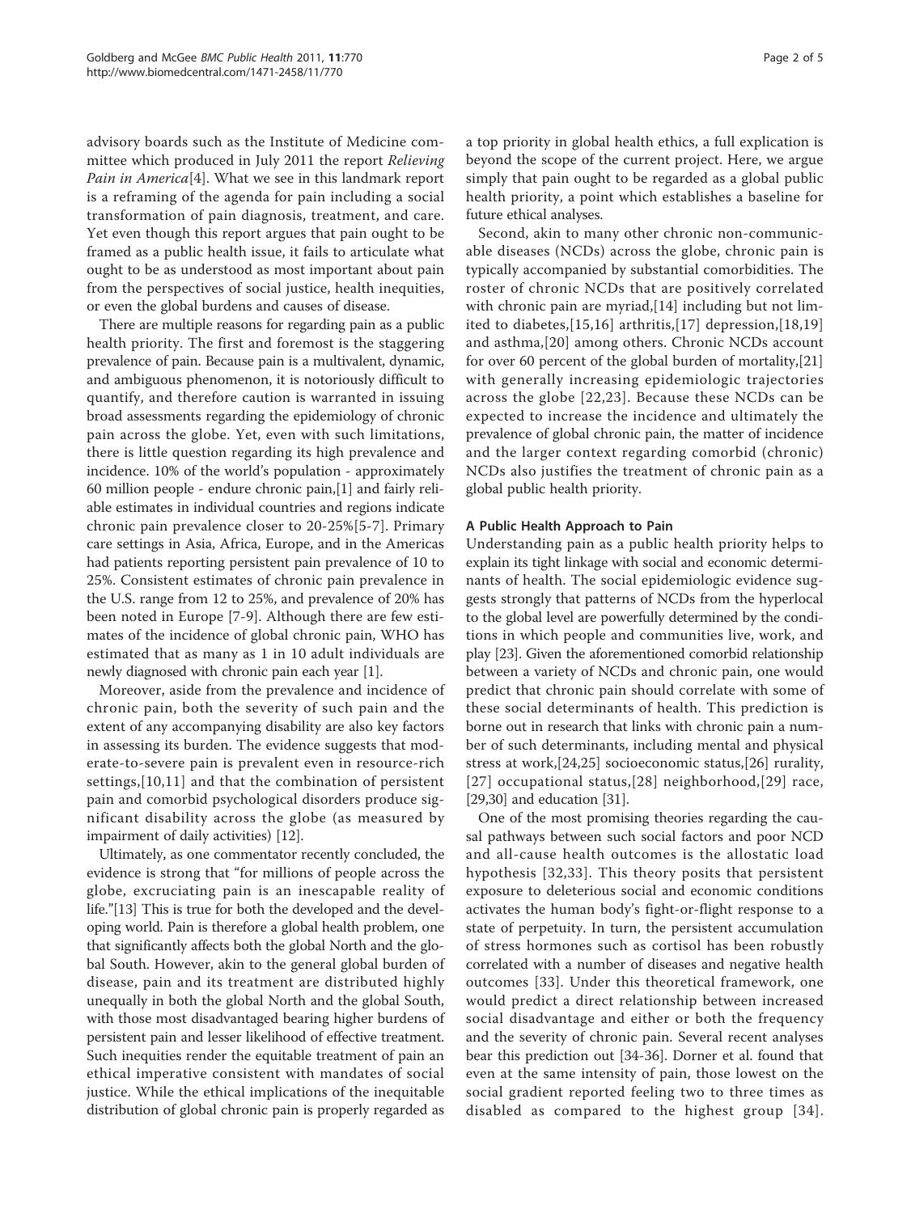advisory boards such as the Institute of Medicine committee which produced in July 2011 the report *Relieving Pain in America*[4]. What we see in this landmark report is a reframing of the agenda for pain including a social transformation of pain diagnosis, treatment, and care. Yet even though this report argues that pain ought to be framed as a public health issue, it fails to articulate what ought to be as understood as most important about pain from the perspectives of social justice, health inequities, or even the global burdens and causes of disease.

There are multiple reasons for regarding pain as a public health priority. The first and foremost is the staggering prevalence of pain. Because pain is a multivalent, dynamic, and ambiguous phenomenon, it is notoriously difficult to quantify, and therefore caution is warranted in issuing broad assessments regarding the epidemiology of chronic pain across the globe. Yet, even with such limitations, there is little question regarding its high prevalence and incidence. 10% of the world's population - approximately 60 million people - endure chronic pain,[1] and fairly reliable estimates in individual countries and regions indicate chronic pain prevalence closer to 20-25%[5-7]. Primary care settings in Asia, Africa, Europe, and in the Americas had patients reporting persistent pain prevalence of 10 to 25%. Consistent estimates of chronic pain prevalence in the U.S. range from 12 to 25%, and prevalence of 20% has been noted in Europe [7-9]. Although there are few estimates of the incidence of global chronic pain, WHO has estimated that as many as 1 in 10 adult individuals are newly diagnosed with chronic pain each year [1].

Moreover, aside from the prevalence and incidence of chronic pain, both the severity of such pain and the extent of any accompanying disability are also key factors in assessing its burden. The evidence suggests that moderate-to-severe pain is prevalent even in resource-rich settings,[10,11] and that the combination of persistent pain and comorbid psychological disorders produce significant disability across the globe (as measured by impairment of daily activities) [12].

Ultimately, as one commentator recently concluded, the evidence is strong that "for millions of people across the globe, excruciating pain is an inescapable reality of life."[13] This is true for both the developed and the developing world. Pain is therefore a global health problem, one that significantly affects both the global North and the global South. However, akin to the general global burden of disease, pain and its treatment are distributed highly unequally in both the global North and the global South, with those most disadvantaged bearing higher burdens of persistent pain and lesser likelihood of effective treatment. Such inequities render the equitable treatment of pain an ethical imperative consistent with mandates of social justice. While the ethical implications of the inequitable distribution of global chronic pain is properly regarded as a top priority in global health ethics, a full explication is beyond the scope of the current project. Here, we argue simply that pain ought to be regarded as a global public health priority, a point which establishes a baseline for future ethical analyses.

Second, akin to many other chronic non-communicable diseases (NCDs) across the globe, chronic pain is typically accompanied by substantial comorbidities. The roster of chronic NCDs that are positively correlated with chronic pain are myriad,[14] including but not limited to diabetes,[15,16] arthritis,[17] depression,[18,19] and asthma,[20] among others. Chronic NCDs account for over 60 percent of the global burden of mortality,[21] with generally increasing epidemiologic trajectories across the globe [22,23]. Because these NCDs can be expected to increase the incidence and ultimately the prevalence of global chronic pain, the matter of incidence and the larger context regarding comorbid (chronic) NCDs also justifies the treatment of chronic pain as a global public health priority.

### A Public Health Approach to Pain

Understanding pain as a public health priority helps to explain its tight linkage with social and economic determinants of health. The social epidemiologic evidence suggests strongly that patterns of NCDs from the hyperlocal to the global level are powerfully determined by the conditions in which people and communities live, work, and play [23]. Given the aforementioned comorbid relationship between a variety of NCDs and chronic pain, one would predict that chronic pain should correlate with some of these social determinants of health. This prediction is borne out in research that links with chronic pain a number of such determinants, including mental and physical stress at work,[24,25] socioeconomic status,[26] rurality,[27] occupational status,[28] neighborhood,[29] race,[29,30] and education [31].

One of the most promising theories regarding the causal pathways between such social factors and poor NCD and all-cause health outcomes is the allostatic load hypothesis [32,33]. This theory posits that persistent exposure to deleterious social and economic conditions activates the human body's fight-or-flight response to a state of perpetuity. In turn, the persistent accumulation of stress hormones such as cortisol has been robustly correlated with a number of diseases and negative health outcomes [33]. Under this theoretical framework, one would predict a direct relationship between increased social disadvantage and either or both the frequency and the severity of chronic pain. Several recent analyses bear this prediction out [34-36]. Dorner et al. found that even at the same intensity of pain, those lowest on the social gradient reported feeling two to three times as disabled as compared to the highest group [34].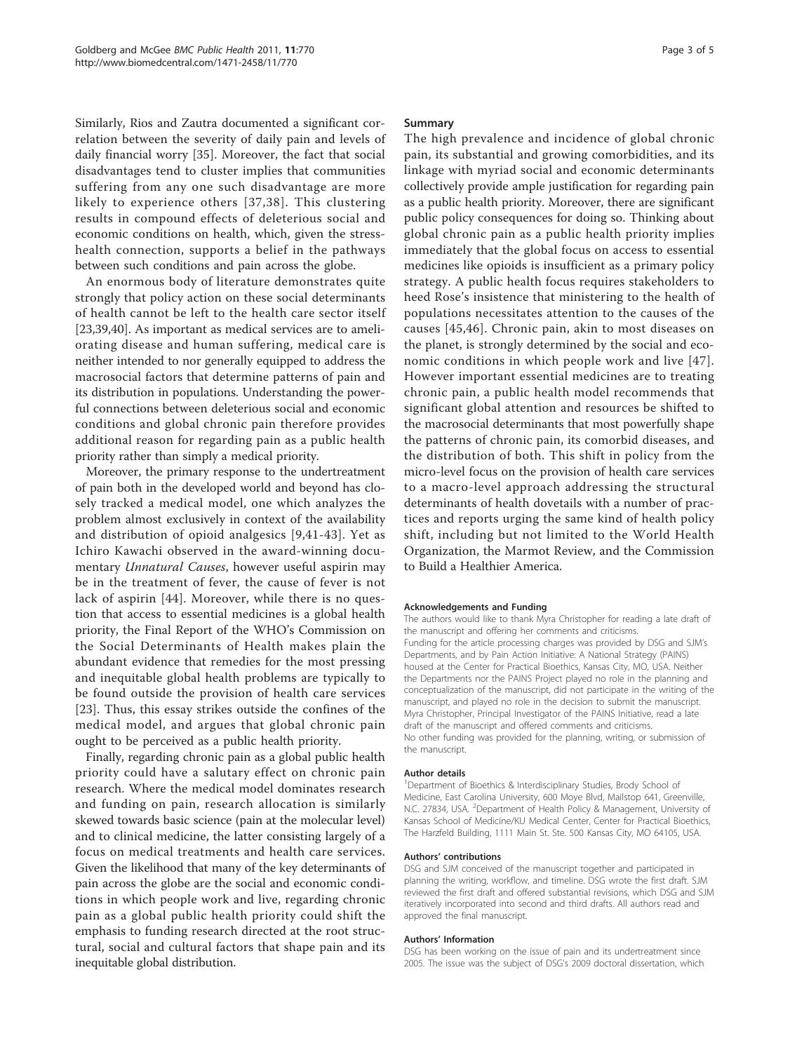Similarly, Rios and Zautra documented a significant correlation between the severity of daily pain and levels of daily financial worry [35]. Moreover, the fact that social disadvantages tend to cluster implies that communities suffering from any one such disadvantage are more likely to experience others [37,38]. This clustering results in compound effects of deleterious social and economic conditions on health, which, given the stress-health connection, supports a belief in the pathways between such conditions and pain across the globe.

An enormous body of literature demonstrates quite strongly that policy action on these social determinants of health cannot be left to the health care sector itself [23,39,40]. As important as medical services are to ameliorating disease and human suffering, medical care is neither intended to nor generally equipped to address the macrosocial factors that determine patterns of pain and its distribution in populations. Understanding the powerful connections between deleterious social and economic conditions and global chronic pain therefore provides additional reason for regarding pain as a public health priority rather than simply a medical priority.

Moreover, the primary response to the undertreatment of pain both in the developed world and beyond has closely tracked a medical model, one which analyzes the problem almost exclusively in context of the availability and distribution of opioid analgesics [9,41-43]. Yet as Ichiro Kawachi observed in the award-winning documentary *Unnatural Causes*, however useful aspirin may be in the treatment of fever, the cause of fever is not lack of aspirin [44]. Moreover, while there is no question that access to essential medicines is a global health priority, the Final Report of the WHO's Commission on the Social Determinants of Health makes plain the abundant evidence that remedies for the most pressing and inequitable global health problems are typically to be found outside the provision of health care services [23]. Thus, this essay strikes outside the confines of the medical model, and argues that global chronic pain ought to be perceived as a public health priority.

Finally, regarding chronic pain as a global public health priority could have a salutary effect on chronic pain research. Where the medical model dominates research and funding on pain, research allocation is similarly skewed towards basic science (pain at the molecular level) and to clinical medicine, the latter consisting largely of a focus on medical treatments and health care services. Given the likelihood that many of the key determinants of pain across the globe are the social and economic conditions in which people work and live, regarding chronic pain as a global public health priority could shift the emphasis to funding research directed at the root structural, social and cultural factors that shape pain and its inequitable global distribution.

## Summary

The high prevalence and incidence of global chronic pain, its substantial and growing comorbidities, and its linkage with myriad social and economic determinants collectively provide ample justification for regarding pain as a public health priority. Moreover, there are significant public policy consequences for doing so. Thinking about global chronic pain as a public health priority implies immediately that the global focus on access to essential medicines like opioids is insufficient as a primary policy strategy. A public health focus requires stakeholders to heed Rose's insistence that ministering to the health of populations necessitates attention to the causes of the causes [45,46]. Chronic pain, akin to most diseases on the planet, is strongly determined by the social and economic conditions in which people work and live [47]. However important essential medicines are to treating chronic pain, a public health model recommends that significant global attention and resources be shifted to the macrosocial determinants that most powerfully shape the patterns of chronic pain, its comorbid diseases, and the distribution of both. This shift in policy from the micro-level focus on the provision of health care services to a macro-level approach addressing the structural determinants of health dovetails with a number of practices and reports urging the same kind of health policy shift, including but not limited to the World Health Organization, the Marmot Review, and the Commission to Build a Healthier America.

#### Acknowledgements and Funding

The authors would like to thank Myra Christopher for reading a late draft of the manuscript and offering her comments and criticisms.
Funding for the article processing charges was provided by DSG and SJM's Departments, and by Pain Action Initiative: A National Strategy (PAINS) housed at the Center for Practical Bioethics, Kansas City, MO, USA. Neither the Departments nor the PAINS Project played no role in the planning and conceptualization of the manuscript, did not participate in the writing of the manuscript, and played no role in the decision to submit the manuscript. Myra Christopher, Principal Investigator of the PAINS Initiative, read a late draft of the manuscript and offered comments and criticisms.
No other funding was provided for the planning, writing, or submission of the manuscript.

#### Author details

[1]Department of Bioethics & Interdisciplinary Studies, Brody School of Medicine, East Carolina University, 600 Moye Blvd, Mailstop 641, Greenville, N.C. 27834, USA. [2]Department of Health Policy & Management, University of Kansas School of Medicine/KU Medical Center, Center for Practical Bioethics, The Harzfeld Building, 1111 Main St. Ste. 500 Kansas City, MO 64105, USA.

#### Authors' contributions

DSG and SJM conceived of the manuscript together and participated in planning the writing, workflow, and timeline. DSG wrote the first draft. SJM reviewed the first draft and offered substantial revisions, which DSG and SJM iteratively incorporated into second and third drafts. All authors read and approved the final manuscript.

#### Authors' Information

DSG has been working on the issue of pain and its undertreatment since 2005. The issue was the subject of DSG's 2009 doctoral dissertation, which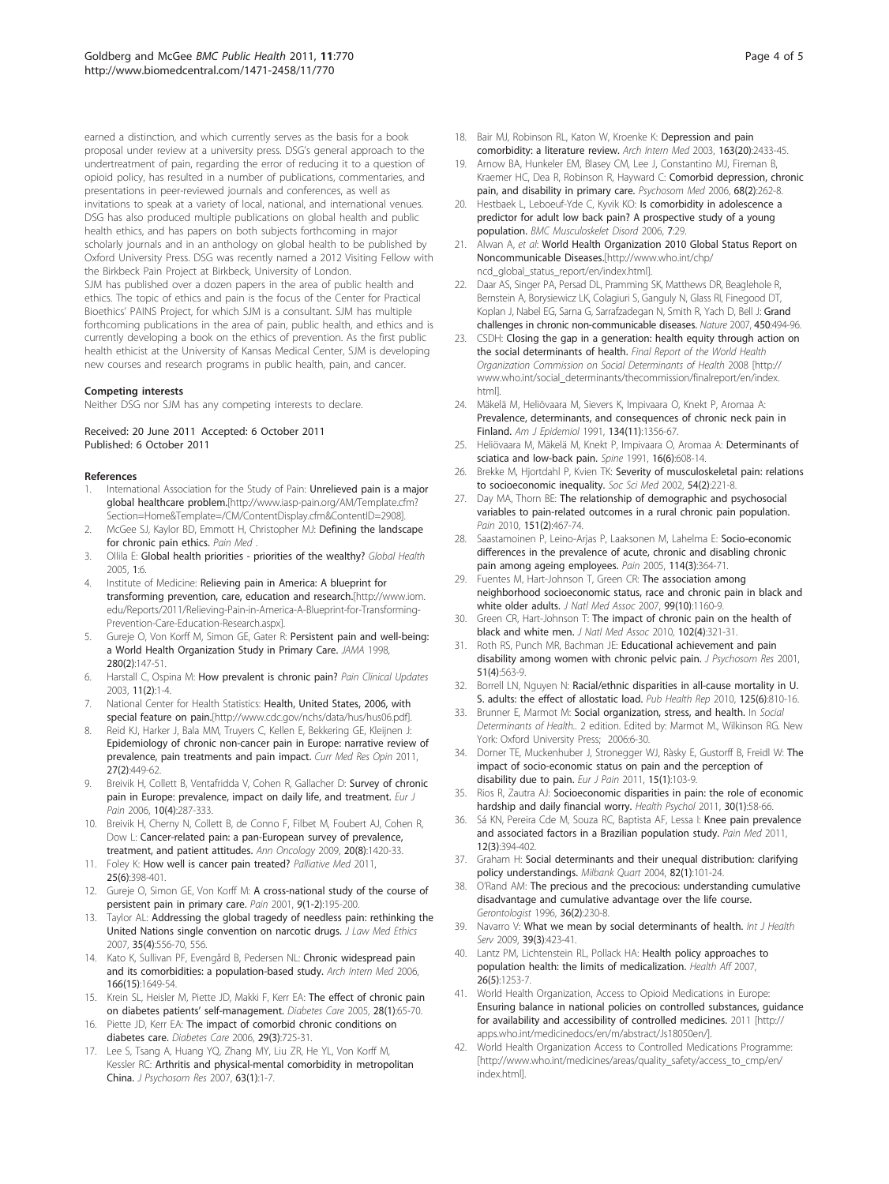earned a distinction, and which currently serves as the basis for a book proposal under review at a university press. DSG's general approach to the undertreatment of pain, regarding the error of reducing it to a question of opioid policy, has resulted in a number of publications, commentaries, and presentations in peer-reviewed journals and conferences, as well as invitations to speak at a variety of local, national, and international venues. DSG has also produced multiple publications on global health and public health ethics, and has papers on both subjects forthcoming in major scholarly journals and in an anthology on global health to be published by Oxford University Press. DSG was recently named a 2012 Visiting Fellow with the Birkbeck Pain Project at Birkbeck, University of London.

SJM has published over a dozen papers in the area of public health and ethics. The topic of ethics and pain is the focus of the Center for Practical Bioethics' PAINS Project, for which SJM is a consultant. SJM has multiple forthcoming publications in the area of pain, public health, and ethics and is currently developing a book on the ethics of prevention. As the first public health ethicist at the University of Kansas Medical Center, SJM is developing new courses and research programs in public health, pain, and cancer.

#### Competing interests

Neither DSG nor SJM has any competing interests to declare.

Received: 20 June 2011 Accepted: 6 October 2011
Published: 6 October 2011

#### References

1. International Association for the Study of Pain: **Unrelieved pain is a major global healthcare problem.**[http://www.iasp-pain.org/AM/Template.cfm?Section=Home&Template=/CM/ContentDisplay.cfm&ContentID=2908].
2. McGee SJ, Kaylor BD, Emmott H, Christopher MJ: **Defining the landscape for chronic pain ethics.** *Pain Med* .
3. Ollila E: **Global health priorities - priorities of the wealthy?** *Global Health* 2005, **1**:6.
4. Institute of Medicine: **Relieving pain in America: A blueprint for transforming prevention, care, education and research.**[http://www.iom.edu/Reports/2011/Relieving-Pain-in-America-A-Blueprint-for-Transforming-Prevention-Care-Education-Research.aspx].
5. Gureje O, Von Korff M, Simon GE, Gater R: **Persistent pain and well-being: a World Health Organization Study in Primary Care.** *JAMA* 1998, **280(2)**:147-51.
6. Harstall C, Ospina M: **How prevalent is chronic pain?** *Pain Clinical Updates* 2003, **11(2)**:1-4.
7. National Center for Health Statistics: **Health, United States, 2006, with special feature on pain.**[http://www.cdc.gov/nchs/data/hus/hus06.pdf].
8. Reid KJ, Harker J, Bala MM, Truyers C, Kellen E, Bekkering GE, Kleijnen J: **Epidemiology of chronic non-cancer pain in Europe: narrative review of prevalence, pain treatments and pain impact.** *Curr Med Res Opin* 2011, **27(2)**:449-62.
9. Breivik H, Collett B, Ventafridda V, Cohen R, Gallacher D: **Survey of chronic pain in Europe: prevalence, impact on daily life, and treatment.** *Eur J Pain* 2006, **10(4)**:287-333.
10. Breivik H, Cherny N, Collett B, de Conno F, Filbet M, Foubert AJ, Cohen R, Dow L: **Cancer-related pain: a pan-European survey of prevalence, treatment, and patient attitudes.** *Ann Oncology* 2009, **20(8)**:1420-33.
11. Foley K: **How well is cancer pain treated?** *Palliative Med* 2011, **25(6)**:398-401.
12. Gureje O, Simon GE, Von Korff M: **A cross-national study of the course of persistent pain in primary care.** *Pain* 2001, **9(1-2)**:195-200.
13. Taylor AL: **Addressing the global tragedy of needless pain: rethinking the United Nations single convention on narcotic drugs.** *J Law Med Ethics* 2007, **35(4)**:556-70, 556.
14. Kato K, Sullivan PF, Evengård B, Pedersen NL: **Chronic widespread pain and its comorbidities: a population-based study.** *Arch Intern Med* 2006, **166(15)**:1649-54.
15. Krein SL, Heisler M, Piette JD, Makki F, Kerr EA: **The effect of chronic pain on diabetes patients' self-management.** *Diabetes Care* 2005, **28(1)**:65-70.
16. Piette JD, Kerr EA: **The impact of comorbid chronic conditions on diabetes care.** *Diabetes Care* 2006, **29(3)**:725-31.
17. Lee S, Tsang A, Huang YQ, Zhang MY, Liu ZR, He YL, Von Korff M, Kessler RC: **Arthritis and physical-mental comorbidity in metropolitan China.** *J Psychosom Res* 2007, **63(1)**:1-7.
18. Bair MJ, Robinson RL, Katon W, Kroenke K: **Depression and pain comorbidity: a literature review.** *Arch Intern Med* 2003, **163(20)**:2433-45.
19. Arnow BA, Hunkeler EM, Blasey CM, Lee J, Constantino MJ, Fireman B, Kraemer HC, Dea R, Robinson R, Hayward C: **Comorbid depression, chronic pain, and disability in primary care.** *Psychosom Med* 2006, **68(2)**:262-8.
20. Hestbaek L, Leboeuf-Yde C, Kyvik KO: **Is comorbidity in adolescence a predictor for adult low back pain? A prospective study of a young population.** *BMC Musculoskelet Disord* 2006, **7**:29.
21. Alwan A, *et al*: **World Health Organization 2010 Global Status Report on Noncommunicable Diseases.**[http://www.who.int/chp/ncd_global_status_report/en/index.html].
22. Daar AS, Singer PA, Persad DL, Pramming SK, Matthews DR, Beaglehole R, Bernstein A, Borysiewicz LK, Colagiuri S, Ganguly N, Glass RI, Finegood DT, Koplan J, Nabel EG, Sarna G, Sarrafzadegan N, Smith R, Yach D, Bell J: **Grand challenges in chronic non-communicable diseases.** *Nature* 2007, **450**:494-96.
23. CSDH: **Closing the gap in a generation: health equity through action on the social determinants of health.** *Final Report of the World Health Organization Commission on Social Determinants of Health* 2008 [http://www.who.int/social_determinants/thecommission/finalreport/en/index.html].
24. Mäkelä M, Heliövaara M, Sievers K, Impivaara O, Knekt P, Aromaa A: **Prevalence, determinants, and consequences of chronic neck pain in Finland.** *Am J Epidemiol* 1991, **134(11)**:1356-67.
25. Heliövaara M, Mäkelä M, Knekt P, Impivaara O, Aromaa A: **Determinants of sciatica and low-back pain.** *Spine* 1991, **16(6)**:608-14.
26. Brekke M, Hjortdahl P, Kvien TK: **Severity of musculoskeletal pain: relations to socioeconomic inequality.** *Soc Sci Med* 2002, **54(2)**:221-8.
27. Day MA, Thorn BE: **The relationship of demographic and psychosocial variables to pain-related outcomes in a rural chronic pain population.** *Pain* 2010, **151(2)**:467-74.
28. Saastamoinen P, Leino-Arjas P, Laaksonen M, Lahelma E: **Socio-economic differences in the prevalence of acute, chronic and disabling chronic pain among ageing employees.** *Pain* 2005, **114(3)**:364-71.
29. Fuentes M, Hart-Johnson T, Green CR: **The association among neighborhood socioeconomic status, race and chronic pain in black and white older adults.** *J Natl Med Assoc* 2007, **99(10)**:1160-9.
30. Green CR, Hart-Johnson T: **The impact of chronic pain on the health of black and white men.** *J Natl Med Assoc* 2010, **102(4)**:321-31.
31. Roth RS, Punch MR, Bachman JE: **Educational achievement and pain disability among women with chronic pelvic pain.** *J Psychosom Res* 2001, **51(4)**:563-9.
32. Borrell LN, Nguyen N: **Racial/ethnic disparities in all-cause mortality in U. S. adults: the effect of allostatic load.** *Pub Health Rep* 2010, **125(6)**:810-16.
33. Brunner E, Marmot M: **Social organization, stress, and health.** In *Social Determinants of Health.*. 2 edition. Edited by: Marmot M, Wilkinson RG. New York: Oxford University Press; 2006:6-30.
34. Dorner TE, Muckenhuber J, Stronegger WJ, Ràsky E, Gustorff B, Freidl W: **The impact of socio-economic status on pain and the perception of disability due to pain.** *Eur J Pain* 2011, **15(1)**:103-9.
35. Rios R, Zautra AJ: **Socioeconomic disparities in pain: the role of economic hardship and daily financial worry.** *Health Psychol* 2011, **30(1)**:58-66.
36. Sá KN, Pereira Cde M, Souza RC, Baptista AF, Lessa I: **Knee pain prevalence and associated factors in a Brazilian population study.** *Pain Med* 2011, **12(3)**:394-402.
37. Graham H: **Social determinants and their unequal distribution: clarifying policy understandings.** *Milbank Quart* 2004, **82(1)**:101-24.
38. O'Rand AM: **The precious and the precocious: understanding cumulative disadvantage and cumulative advantage over the life course.** *Gerontologist* 1996, **36(2)**:230-8.
39. Navarro V: **What we mean by social determinants of health.** *Int J Health Serv* 2009, **39(3)**:423-41.
40. Lantz PM, Lichtenstein RL, Pollack HA: **Health policy approaches to population health: the limits of medicalization.** *Health Aff* 2007, **26(5)**:1253-7.
41. World Health Organization, Access to Opioid Medications in Europe: **Ensuring balance in national policies on controlled substances, guidance for availability and accessibility of controlled medicines.** 2011 [http://apps.who.int/medicinedocs/en/m/abstract/Js18050en/].
42. World Health Organization Access to Controlled Medications Programme: [http://www.who.int/medicines/areas/quality_safety/access_to_cmp/en/index.html].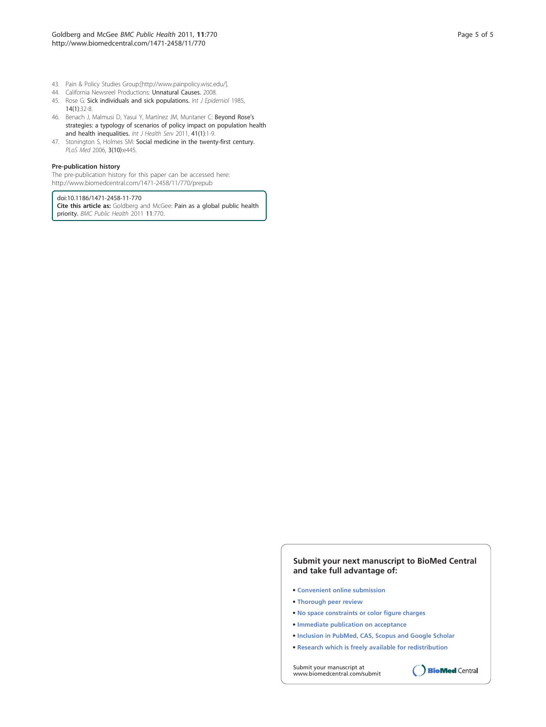43. Pain & Policy Studies Group:[http://www.painpolicy.wisc.edu/].
44. California Newsreel Productions: **Unnatural Causes.** 2008.
45. Rose G: **Sick individuals and sick populations.** *Int J Epidemiol* 1985, **14(1)**:32-8.
46. Benach J, Malmusi D, Yasui Y, Martínez JM, Muntaner C: **Beyond Rose's strategies: a typology of scenarios of policy impact on population health and health inequalities.** *Int J Health Serv* 2011, **41(1)**:1-9.
47. Stonington S, Holmes SM: **Social medicine in the twenty-first century.** *PLoS Med* 2006, **3(10)**:e445.

### Pre-publication history

The pre-publication history for this paper can be accessed here:
http://www.biomedcentral.com/1471-2458/11/770/prepub

doi:10.1186/1471-2458-11-770

**Cite this article as:** Goldberg and McGee: **Pain as a global public health priority.** *BMC Public Health* 2011 **11**:770.

**Submit your next manuscript to BioMed Central and take full advantage of:**

- **Convenient online submission**
- **Thorough peer review**
- **No space constraints or color figure charges**
- **Immediate publication on acceptance**
- **Inclusion in PubMed, CAS, Scopus and Google Scholar**
- **Research which is freely available for redistribution**

Submit your manuscript at
www.biomedcentral.com/submit

BioMed Central